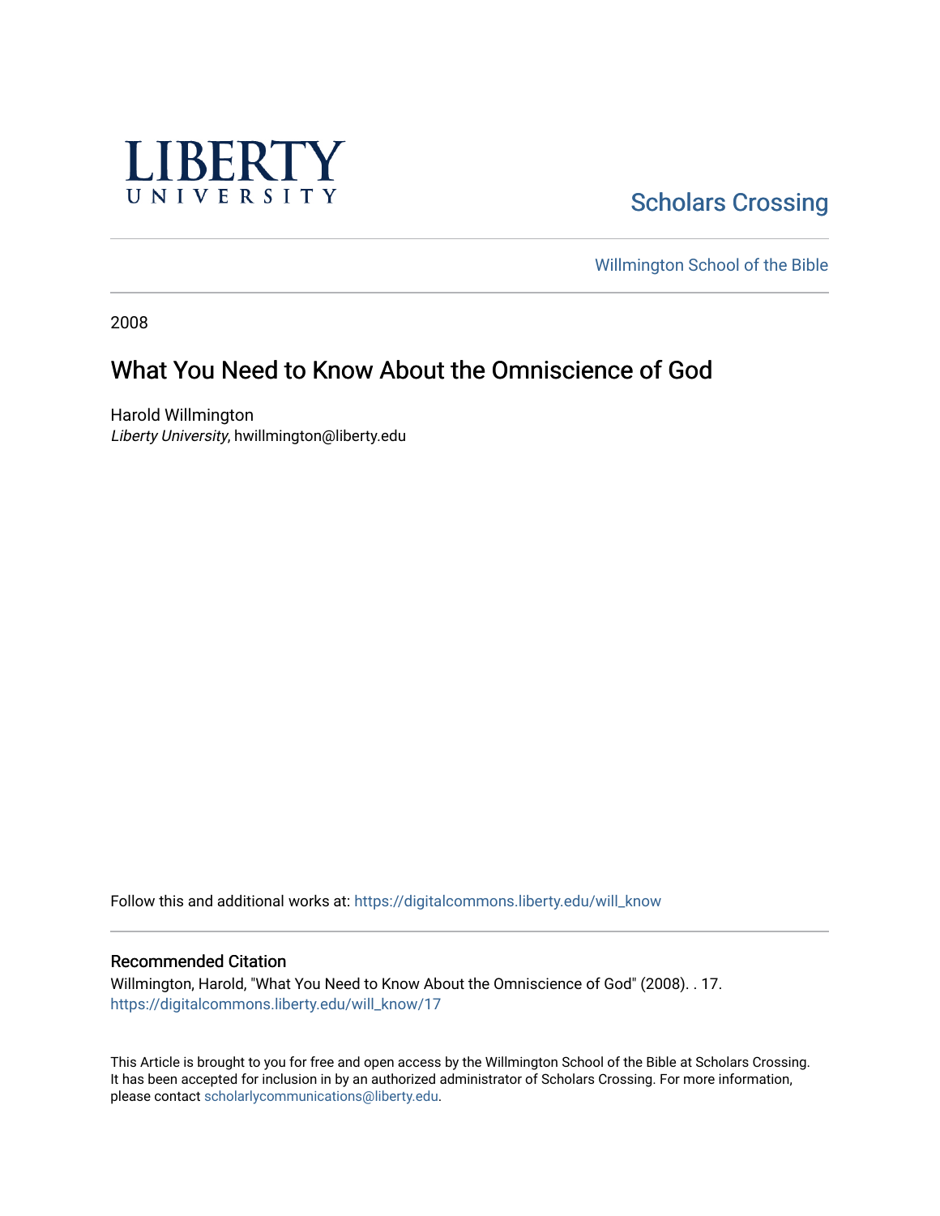LIBERTY UNIVERSITY

Scholars Crossing

Willmington School of the Bible

2008

# What You Need to Know About the Omniscience of God

Harold Willmington
*Liberty University*, hwillmington@liberty.edu

Follow this and additional works at: https://digitalcommons.liberty.edu/will_know

## Recommended Citation

Willmington, Harold, "What You Need to Know About the Omniscience of God" (2008). . 17.
https://digitalcommons.liberty.edu/will_know/17

This Article is brought to you for free and open access by the Willmington School of the Bible at Scholars Crossing. It has been accepted for inclusion in by an authorized administrator of Scholars Crossing. For more information, please contact scholarlycommunications@liberty.edu.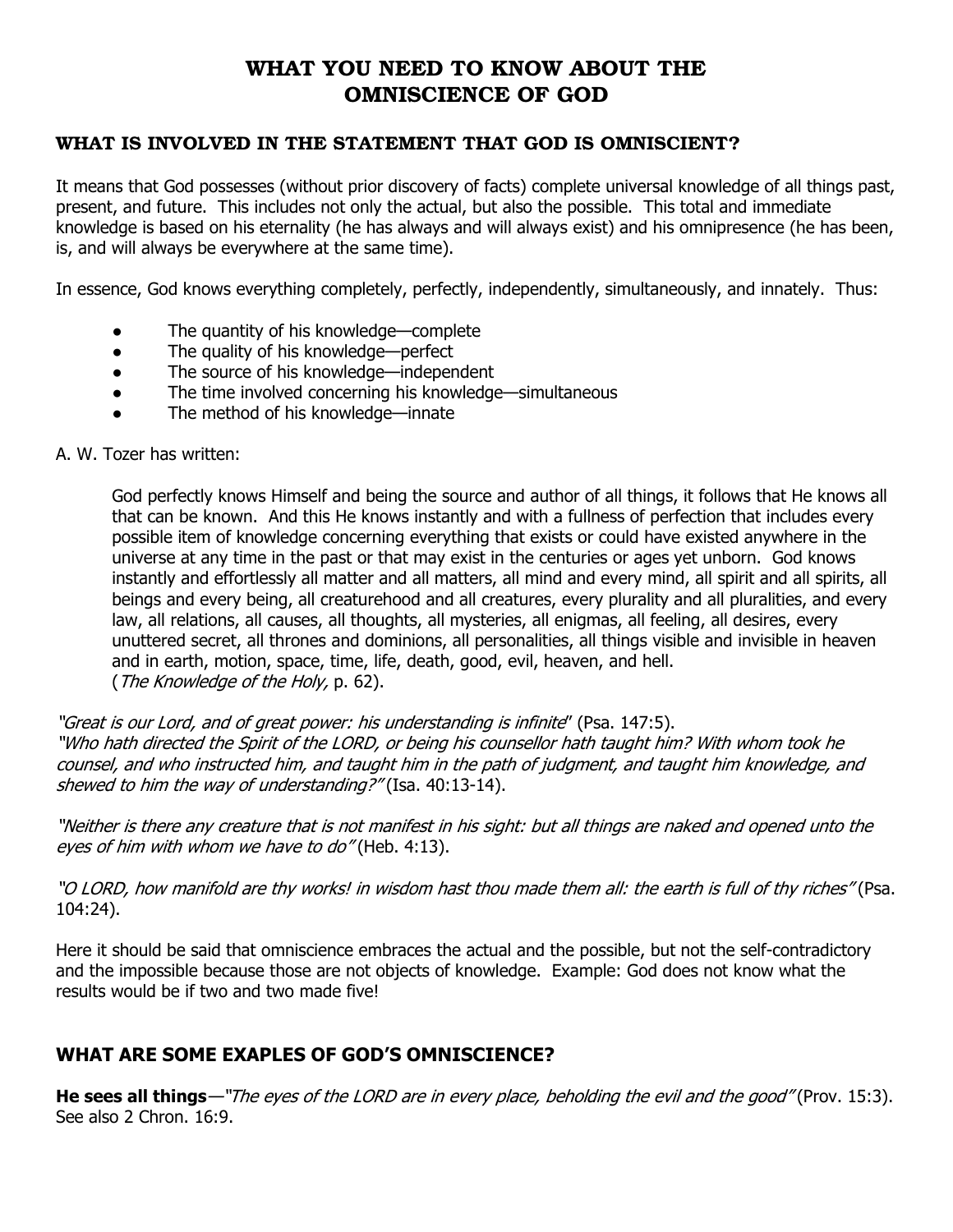# WHAT YOU NEED TO KNOW ABOUT THE OMNISCIENCE OF GOD

### WHAT IS INVOLVED IN THE STATEMENT THAT GOD IS OMNISCIENT?

It means that God possesses (without prior discovery of facts) complete universal knowledge of all things past, present, and future. This includes not only the actual, but also the possible. This total and immediate knowledge is based on his eternality (he has always and will always exist) and his omnipresence (he has been, is, and will always be everywhere at the same time).

In essence, God knows everything completely, perfectly, independently, simultaneously, and innately. Thus:

- The quantity of his knowledge—complete
- The quality of his knowledge—perfect
- The source of his knowledge—independent
- The time involved concerning his knowledge—simultaneous
- The method of his knowledge—innate

A. W. Tozer has written:

> God perfectly knows Himself and being the source and author of all things, it follows that He knows all that can be known. And this He knows instantly and with a fullness of perfection that includes every possible item of knowledge concerning everything that exists or could have existed anywhere in the universe at any time in the past or that may exist in the centuries or ages yet unborn. God knows instantly and effortlessly all matter and all matters, all mind and every mind, all spirit and all spirits, all beings and every being, all creaturehood and all creatures, every plurality and all pluralities, and every law, all relations, all causes, all thoughts, all mysteries, all enigmas, all feeling, all desires, every unuttered secret, all thrones and dominions, all personalities, all things visible and invisible in heaven and in earth, motion, space, time, life, death, good, evil, heaven, and hell.
> (*The Knowledge of the Holy,* p. 62).

*"Great is our Lord, and of great power: his understanding is infinite"* (Psa. 147:5).
*"Who hath directed the Spirit of the LORD, or being his counsellor hath taught him? With whom took he counsel, and who instructed him, and taught him in the path of judgment, and taught him knowledge, and shewed to him the way of understanding?"* (Isa. 40:13-14).

*"Neither is there any creature that is not manifest in his sight: but all things are naked and opened unto the eyes of him with whom we have to do"* (Heb. 4:13).

*"O LORD, how manifold are thy works! in wisdom hast thou made them all: the earth is full of thy riches"* (Psa. 104:24).

Here it should be said that omniscience embraces the actual and the possible, but not the self-contradictory and the impossible because those are not objects of knowledge. Example: God does not know what the results would be if two and two made five!

## WHAT ARE SOME EXAPLES OF GOD'S OMNISCIENCE?

**He sees all things**—*"The eyes of the LORD are in every place, beholding the evil and the good"* (Prov. 15:3). See also 2 Chron. 16:9.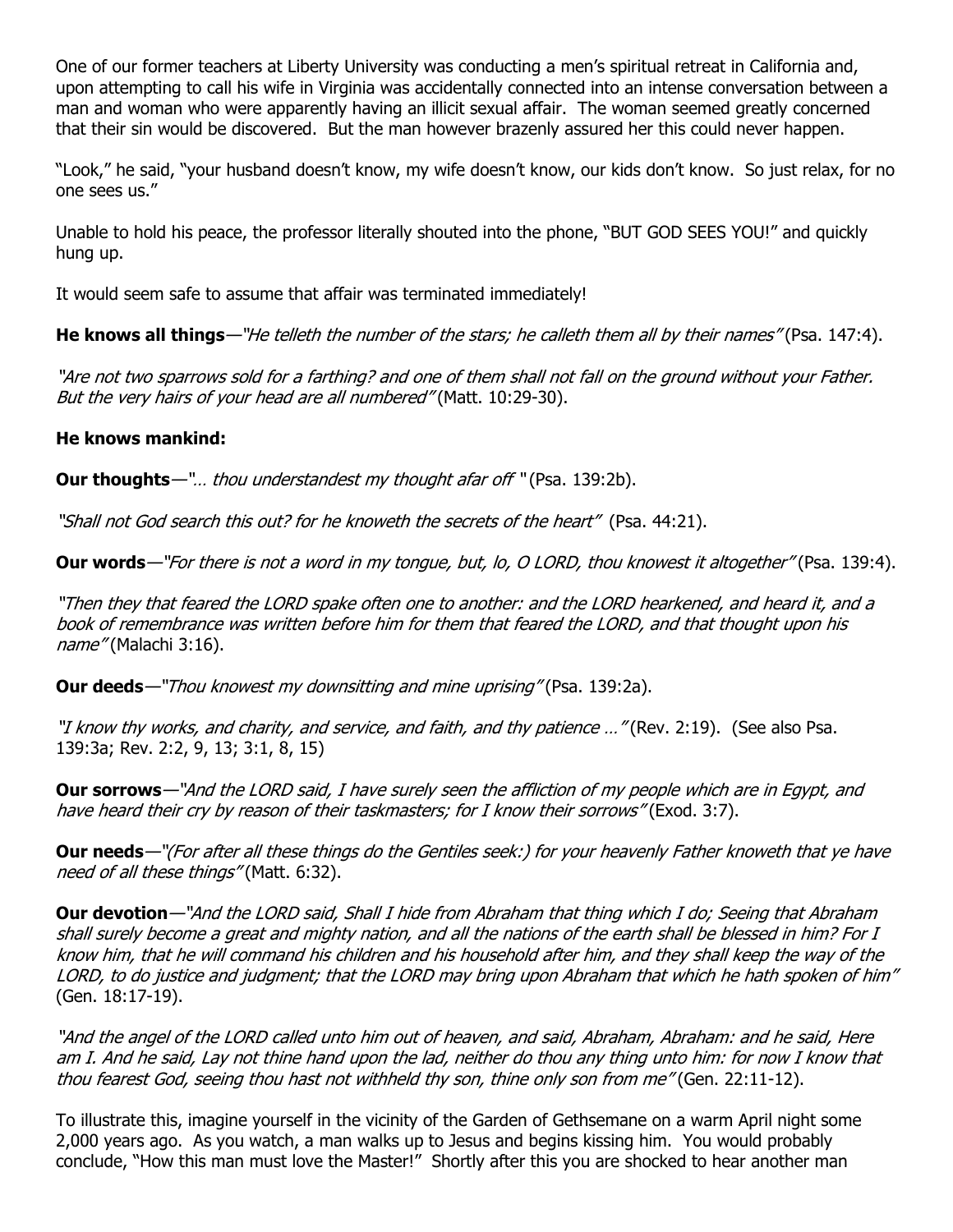One of our former teachers at Liberty University was conducting a men's spiritual retreat in California and, upon attempting to call his wife in Virginia was accidentally connected into an intense conversation between a man and woman who were apparently having an illicit sexual affair. The woman seemed greatly concerned that their sin would be discovered. But the man however brazenly assured her this could never happen.

"Look," he said, "your husband doesn't know, my wife doesn't know, our kids don't know. So just relax, for no one sees us."

Unable to hold his peace, the professor literally shouted into the phone, "BUT GOD SEES YOU!" and quickly hung up.

It would seem safe to assume that affair was terminated immediately!

**He knows all things**—*"He telleth the number of the stars; he calleth them all by their names"* (Psa. 147:4).

*"Are not two sparrows sold for a farthing? and one of them shall not fall on the ground without your Father. But the very hairs of your head are all numbered"* (Matt. 10:29-30).

**He knows mankind:**

**Our thoughts**—*"... thou understandest my thought afar off "* (Psa. 139:2b).

*"Shall not God search this out? for he knoweth the secrets of the heart"* (Psa. 44:21).

**Our words**—*"For there is not a word in my tongue, but, lo, O LORD, thou knowest it altogether"* (Psa. 139:4).

*"Then they that feared the LORD spake often one to another: and the LORD hearkened, and heard it, and a book of remembrance was written before him for them that feared the LORD, and that thought upon his name"* (Malachi 3:16).

**Our deeds**—*"Thou knowest my downsitting and mine uprising"* (Psa. 139:2a).

*"I know thy works, and charity, and service, and faith, and thy patience ..."* (Rev. 2:19). (See also Psa. 139:3a; Rev. 2:2, 9, 13; 3:1, 8, 15)

**Our sorrows**—*"And the LORD said, I have surely seen the affliction of my people which are in Egypt, and have heard their cry by reason of their taskmasters; for I know their sorrows"* (Exod. 3:7).

**Our needs**—*"(For after all these things do the Gentiles seek:) for your heavenly Father knoweth that ye have need of all these things"* (Matt. 6:32).

**Our devotion**—*"And the LORD said, Shall I hide from Abraham that thing which I do; Seeing that Abraham shall surely become a great and mighty nation, and all the nations of the earth shall be blessed in him? For I know him, that he will command his children and his household after him, and they shall keep the way of the LORD, to do justice and judgment; that the LORD may bring upon Abraham that which he hath spoken of him"* (Gen. 18:17-19).

*"And the angel of the LORD called unto him out of heaven, and said, Abraham, Abraham: and he said, Here am I. And he said, Lay not thine hand upon the lad, neither do thou any thing unto him: for now I know that thou fearest God, seeing thou hast not withheld thy son, thine only son from me"* (Gen. 22:11-12).

To illustrate this, imagine yourself in the vicinity of the Garden of Gethsemane on a warm April night some 2,000 years ago. As you watch, a man walks up to Jesus and begins kissing him. You would probably conclude, "How this man must love the Master!" Shortly after this you are shocked to hear another man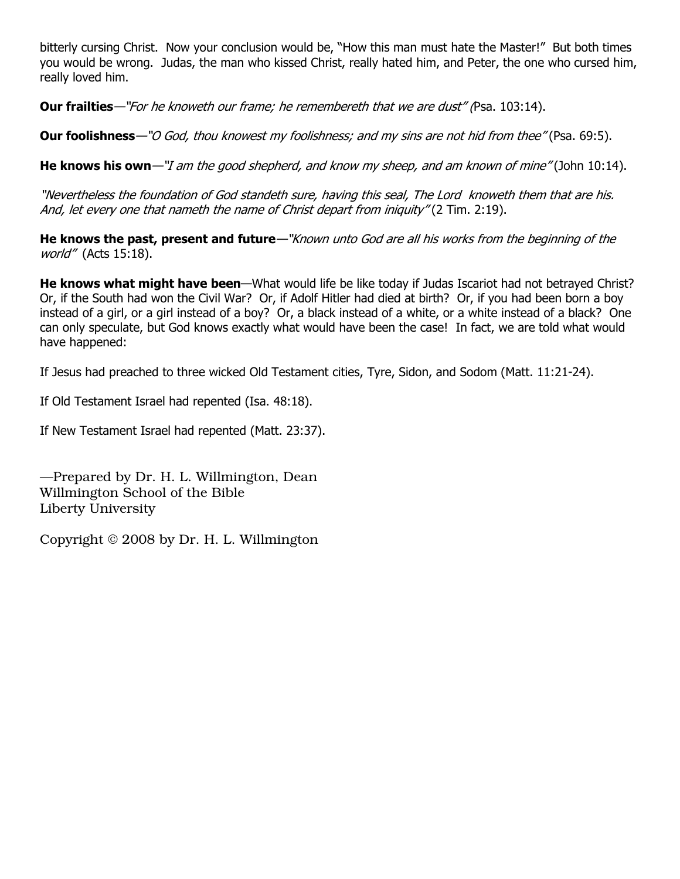bitterly cursing Christ. Now your conclusion would be, "How this man must hate the Master!" But both times you would be wrong. Judas, the man who kissed Christ, really hated him, and Peter, the one who cursed him, really loved him.

**Our frailties**—*"For he knoweth our frame; he remembereth that we are dust" (*Psa. 103:14).

**Our foolishness**—*"O God, thou knowest my foolishness; and my sins are not hid from thee"* (Psa. 69:5).

**He knows his own**—*"I am the good shepherd, and know my sheep, and am known of mine"* (John 10:14).

*"Nevertheless the foundation of God standeth sure, having this seal, The Lord knoweth them that are his. And, let every one that nameth the name of Christ depart from iniquity"* (2 Tim. 2:19).

**He knows the past, present and future**—*"Known unto God are all his works from the beginning of the world"* (Acts 15:18).

**He knows what might have been**—What would life be like today if Judas Iscariot had not betrayed Christ? Or, if the South had won the Civil War? Or, if Adolf Hitler had died at birth? Or, if you had been born a boy instead of a girl, or a girl instead of a boy? Or, a black instead of a white, or a white instead of a black? One can only speculate, but God knows exactly what would have been the case! In fact, we are told what would have happened:

If Jesus had preached to three wicked Old Testament cities, Tyre, Sidon, and Sodom (Matt. 11:21-24).

If Old Testament Israel had repented (Isa. 48:18).

If New Testament Israel had repented (Matt. 23:37).

—Prepared by Dr. H. L. Willmington, Dean
Willmington School of the Bible
Liberty University

Copyright © 2008 by Dr. H. L. Willmington